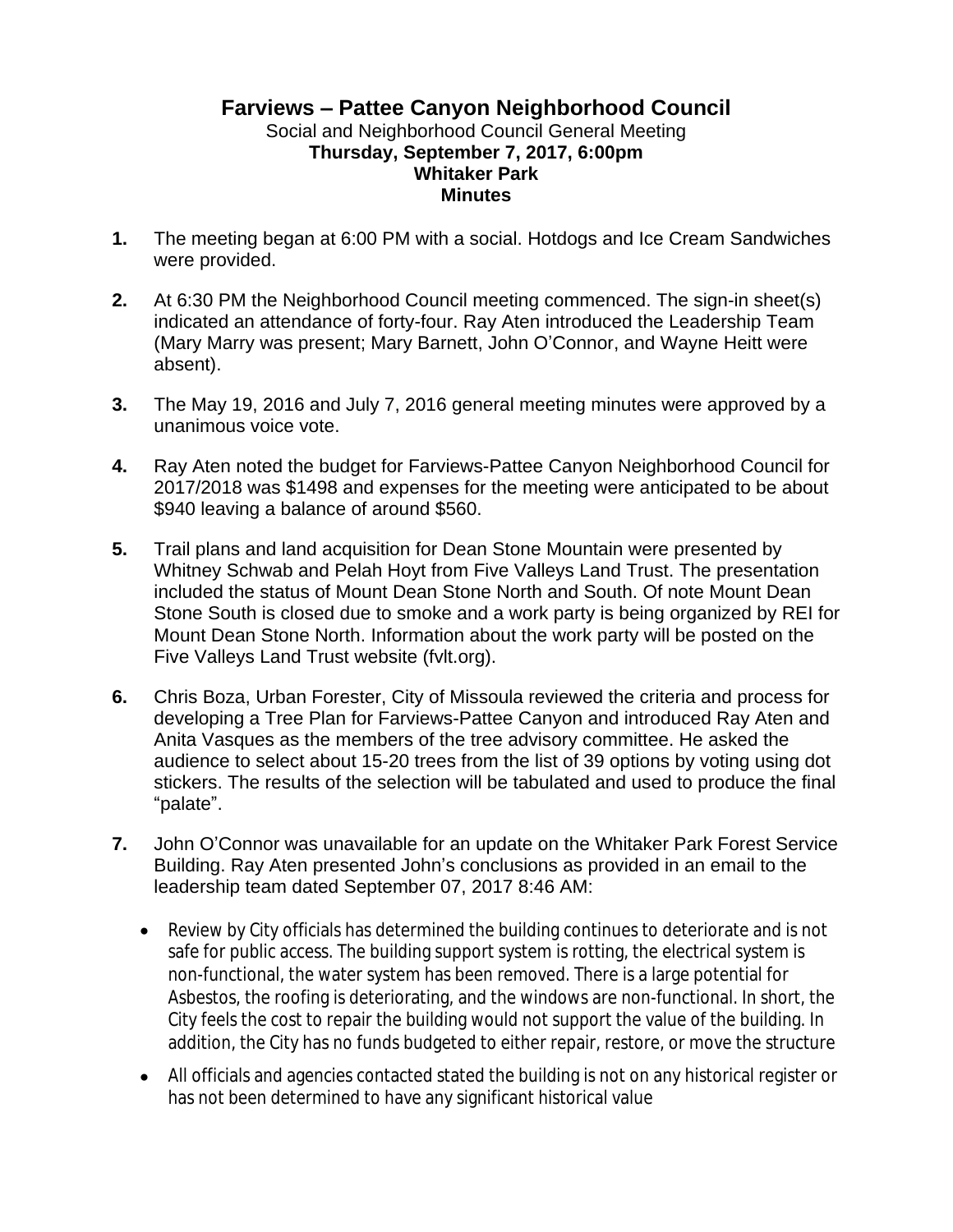# Farviews – Pattee Canyon Neighborhood Council

Social and Neighborhood Council General Meeting
**Thursday, September 7, 2017, 6:00pm**
**Whitaker Park**
**Minutes**

1. The meeting began at 6:00 PM with a social. Hotdogs and Ice Cream Sandwiches were provided.

2. At 6:30 PM the Neighborhood Council meeting commenced. The sign-in sheet(s) indicated an attendance of forty-four. Ray Aten introduced the Leadership Team (Mary Marry was present; Mary Barnett, John O'Connor, and Wayne Heitt were absent).

3. The May 19, 2016 and July 7, 2016 general meeting minutes were approved by a unanimous voice vote.

4. Ray Aten noted the budget for Farviews-Pattee Canyon Neighborhood Council for 2017/2018 was $1498 and expenses for the meeting were anticipated to be about $940 leaving a balance of around $560.

5. Trail plans and land acquisition for Dean Stone Mountain were presented by Whitney Schwab and Pelah Hoyt from Five Valleys Land Trust. The presentation included the status of Mount Dean Stone North and South. Of note Mount Dean Stone South is closed due to smoke and a work party is being organized by REI for Mount Dean Stone North. Information about the work party will be posted on the Five Valleys Land Trust website (fvlt.org).

6. Chris Boza, Urban Forester, City of Missoula reviewed the criteria and process for developing a Tree Plan for Farviews-Pattee Canyon and introduced Ray Aten and Anita Vasques as the members of the tree advisory committee. He asked the audience to select about 15-20 trees from the list of 39 options by voting using dot stickers. The results of the selection will be tabulated and used to produce the final "palate".

7. John O'Connor was unavailable for an update on the Whitaker Park Forest Service Building. Ray Aten presented John's conclusions as provided in an email to the leadership team dated September 07, 2017 8:46 AM:

   - Review by City officials has determined the building continues to deteriorate and is not safe for public access. The building support system is rotting, the electrical system is non-functional, the water system has been removed. There is a large potential for Asbestos, the roofing is deteriorating, and the windows are non-functional. In short, the City feels the cost to repair the building would not support the value of the building. In addition, the City has no funds budgeted to either repair, restore, or move the structure
   - All officials and agencies contacted stated the building is not on any historical register or has not been determined to have any significant historical value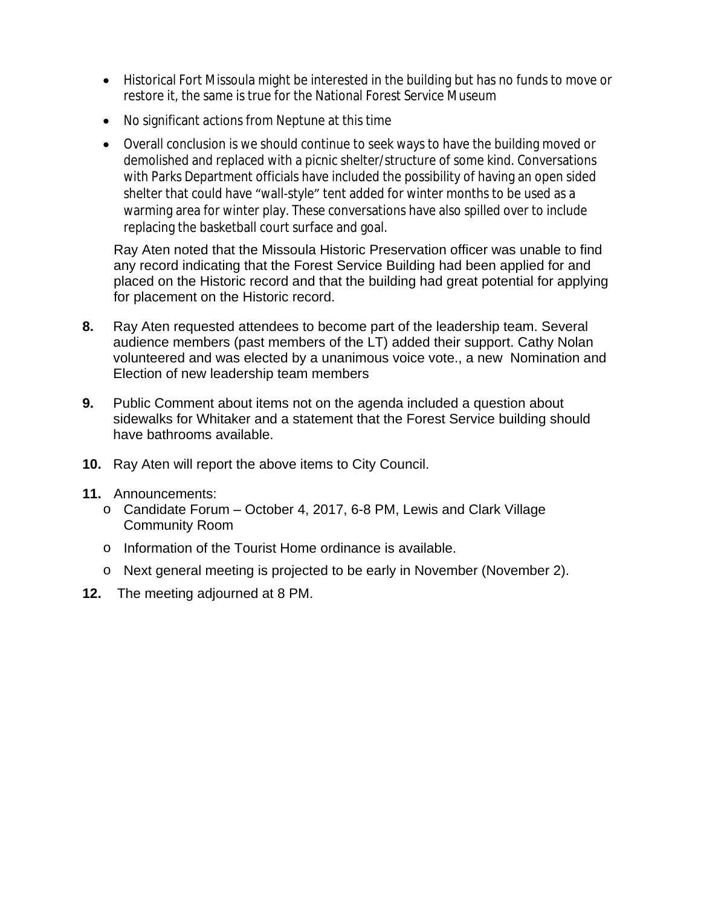- Historical Fort Missoula might be interested in the building but has no funds to move or restore it, the same is true for the National Forest Service Museum
- No significant actions from Neptune at this time
- Overall conclusion is we should continue to seek ways to have the building moved or demolished and replaced with a picnic shelter/structure of some kind. Conversations with Parks Department officials have included the possibility of having an open sided shelter that could have "wall-style" tent added for winter months to be used as a warming area for winter play. These conversations have also spilled over to include replacing the basketball court surface and goal.

Ray Aten noted that the Missoula Historic Preservation officer was unable to find any record indicating that the Forest Service Building had been applied for and placed on the Historic record and that the building had great potential for applying for placement on the Historic record.

**8.** Ray Aten requested attendees to become part of the leadership team. Several audience members (past members of the LT) added their support. Cathy Nolan volunteered and was elected by a unanimous voice vote., a new Nomination and Election of new leadership team members

**9.** Public Comment about items not on the agenda included a question about sidewalks for Whitaker and a statement that the Forest Service building should have bathrooms available.

**10.** Ray Aten will report the above items to City Council.

**11.** Announcements:
- Candidate Forum – October 4, 2017, 6-8 PM, Lewis and Clark Village Community Room
- Information of the Tourist Home ordinance is available.
- Next general meeting is projected to be early in November (November 2).

**12.** The meeting adjourned at 8 PM.